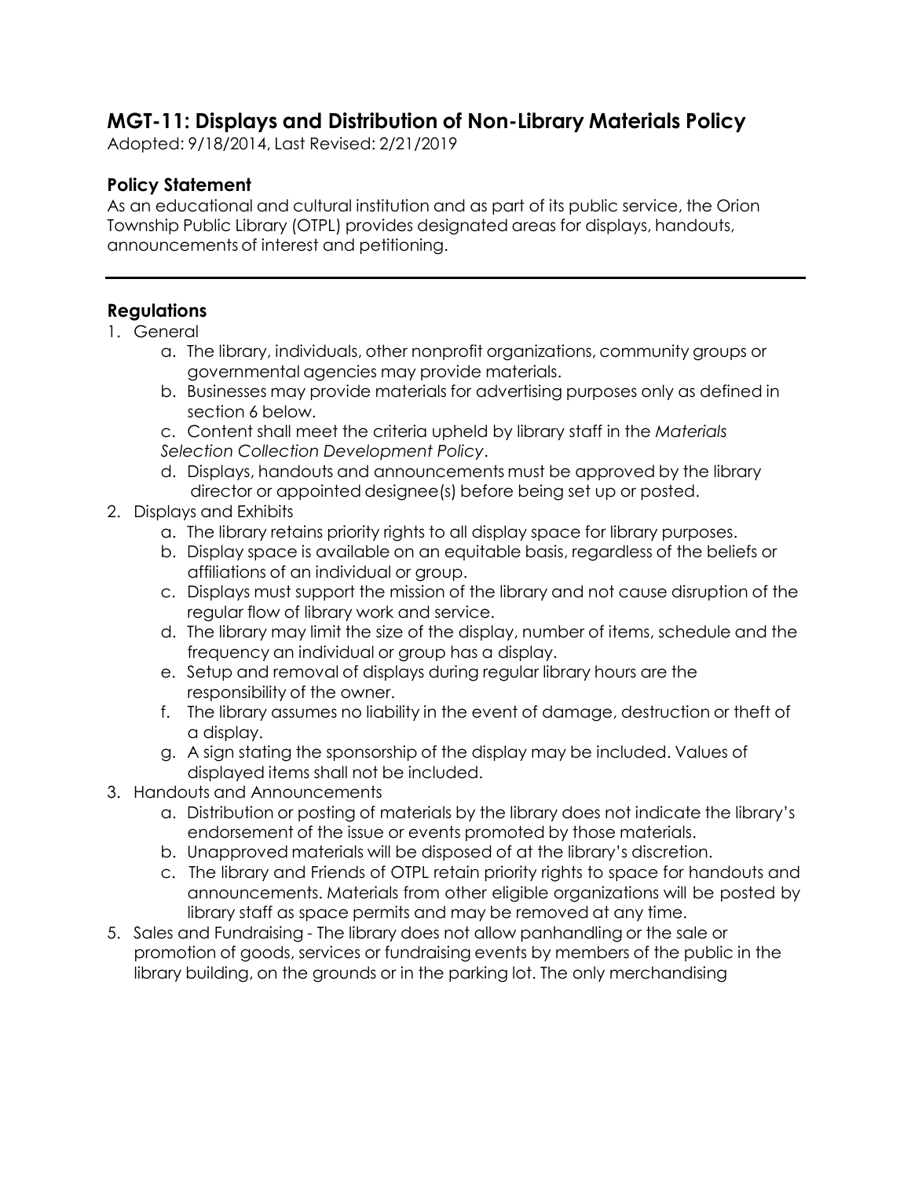# MGT-11: Displays and Distribution of Non-Library Materials Policy

Adopted: 9/18/2014, Last Revised: 2/21/2019

## Policy Statement

As an educational and cultural institution and as part of its public service, the Orion Township Public Library (OTPL) provides designated areas for displays, handouts, announcements of interest and petitioning.

---

## Regulations

1. General
    a. The library, individuals, other nonprofit organizations, community groups or governmental agencies may provide materials.
    b. Businesses may provide materials for advertising purposes only as defined in section 6 below.
    c. Content shall meet the criteria upheld by library staff in the *Materials Selection Collection Development Policy*.
    d. Displays, handouts and announcements must be approved by the library director or appointed designee(s) before being set up or posted.
2. Displays and Exhibits
    a. The library retains priority rights to all display space for library purposes.
    b. Display space is available on an equitable basis, regardless of the beliefs or affiliations of an individual or group.
    c. Displays must support the mission of the library and not cause disruption of the regular flow of library work and service.
    d. The library may limit the size of the display, number of items, schedule and the frequency an individual or group has a display.
    e. Setup and removal of displays during regular library hours are the responsibility of the owner.
    f. The library assumes no liability in the event of damage, destruction or theft of a display.
    g. A sign stating the sponsorship of the display may be included. Values of displayed items shall not be included.
3. Handouts and Announcements
    a. Distribution or posting of materials by the library does not indicate the library's endorsement of the issue or events promoted by those materials.
    b. Unapproved materials will be disposed of at the library's discretion.
    c. The library and Friends of OTPL retain priority rights to space for handouts and announcements. Materials from other eligible organizations will be posted by library staff as space permits and may be removed at any time.
5. Sales and Fundraising - The library does not allow panhandling or the sale or promotion of goods, services or fundraising events by members of the public in the library building, on the grounds or in the parking lot. The only merchandising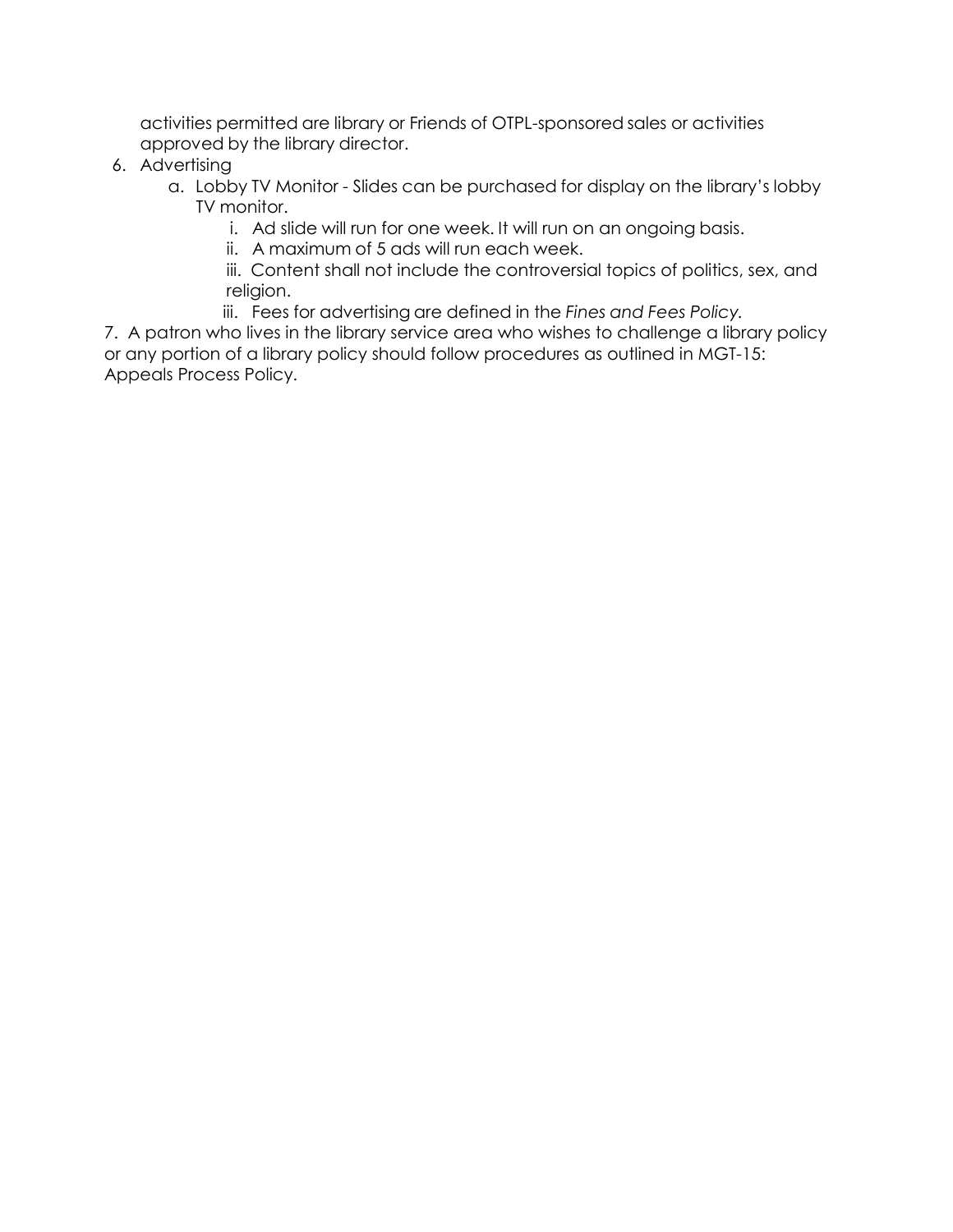activities permitted are library or Friends of OTPL-sponsored sales or activities approved by the library director.

6. Advertising
    a. Lobby TV Monitor - Slides can be purchased for display on the library's lobby TV monitor.
        i. Ad slide will run for one week. It will run on an ongoing basis.
        ii. A maximum of 5 ads will run each week.
        iii. Content shall not include the controversial topics of politics, sex, and religion.
        iii. Fees for advertising are defined in the *Fines and Fees Policy.*

7. A patron who lives in the library service area who wishes to challenge a library policy or any portion of a library policy should follow procedures as outlined in MGT-15: Appeals Process Policy.